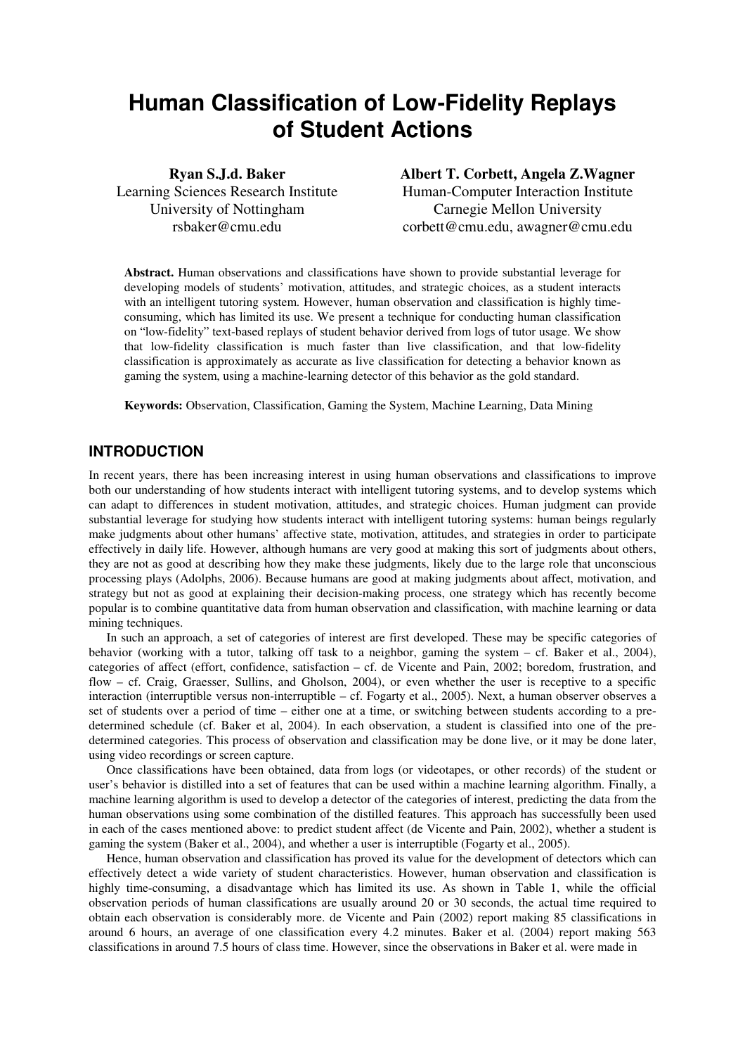# Human Classification of Low-Fidelity Replays of Student Actions

**Ryan S.J.d. Baker**
Learning Sciences Research Institute
University of Nottingham
rsbaker@cmu.edu

**Albert T. Corbett, Angela Z.Wagner**
Human-Computer Interaction Institute
Carnegie Mellon University
corbett@cmu.edu, awagner@cmu.edu

**Abstract.** Human observations and classifications have shown to provide substantial leverage for developing models of students' motivation, attitudes, and strategic choices, as a student interacts with an intelligent tutoring system. However, human observation and classification is highly time-consuming, which has limited its use. We present a technique for conducting human classification on "low-fidelity" text-based replays of student behavior derived from logs of tutor usage. We show that low-fidelity classification is much faster than live classification, and that low-fidelity classification is approximately as accurate as live classification for detecting a behavior known as gaming the system, using a machine-learning detector of this behavior as the gold standard.

**Keywords:** Observation, Classification, Gaming the System, Machine Learning, Data Mining

## INTRODUCTION

In recent years, there has been increasing interest in using human observations and classifications to improve both our understanding of how students interact with intelligent tutoring systems, and to develop systems which can adapt to differences in student motivation, attitudes, and strategic choices. Human judgment can provide substantial leverage for studying how students interact with intelligent tutoring systems: human beings regularly make judgments about other humans' affective state, motivation, attitudes, and strategies in order to participate effectively in daily life. However, although humans are very good at making this sort of judgments about others, they are not as good at describing how they make these judgments, likely due to the large role that unconscious processing plays (Adolphs, 2006). Because humans are good at making judgments about affect, motivation, and strategy but not as good at explaining their decision-making process, one strategy which has recently become popular is to combine quantitative data from human observation and classification, with machine learning or data mining techniques.

In such an approach, a set of categories of interest are first developed. These may be specific categories of behavior (working with a tutor, talking off task to a neighbor, gaming the system – cf. Baker et al., 2004), categories of affect (effort, confidence, satisfaction – cf. de Vicente and Pain, 2002; boredom, frustration, and flow – cf. Craig, Graesser, Sullins, and Gholson, 2004), or even whether the user is receptive to a specific interaction (interruptible versus non-interruptible – cf. Fogarty et al., 2005). Next, a human observer observes a set of students over a period of time – either one at a time, or switching between students according to a pre-determined schedule (cf. Baker et al, 2004). In each observation, a student is classified into one of the pre-determined categories. This process of observation and classification may be done live, or it may be done later, using video recordings or screen capture.

Once classifications have been obtained, data from logs (or videotapes, or other records) of the student or user's behavior is distilled into a set of features that can be used within a machine learning algorithm. Finally, a machine learning algorithm is used to develop a detector of the categories of interest, predicting the data from the human observations using some combination of the distilled features. This approach has successfully been used in each of the cases mentioned above: to predict student affect (de Vicente and Pain, 2002), whether a student is gaming the system (Baker et al., 2004), and whether a user is interruptible (Fogarty et al., 2005).

Hence, human observation and classification has proved its value for the development of detectors which can effectively detect a wide variety of student characteristics. However, human observation and classification is highly time-consuming, a disadvantage which has limited its use. As shown in Table 1, while the official observation periods of human classifications are usually around 20 or 30 seconds, the actual time required to obtain each observation is considerably more. de Vicente and Pain (2002) report making 85 classifications in around 6 hours, an average of one classification every 4.2 minutes. Baker et al. (2004) report making 563 classifications in around 7.5 hours of class time. However, since the observations in Baker et al. were made in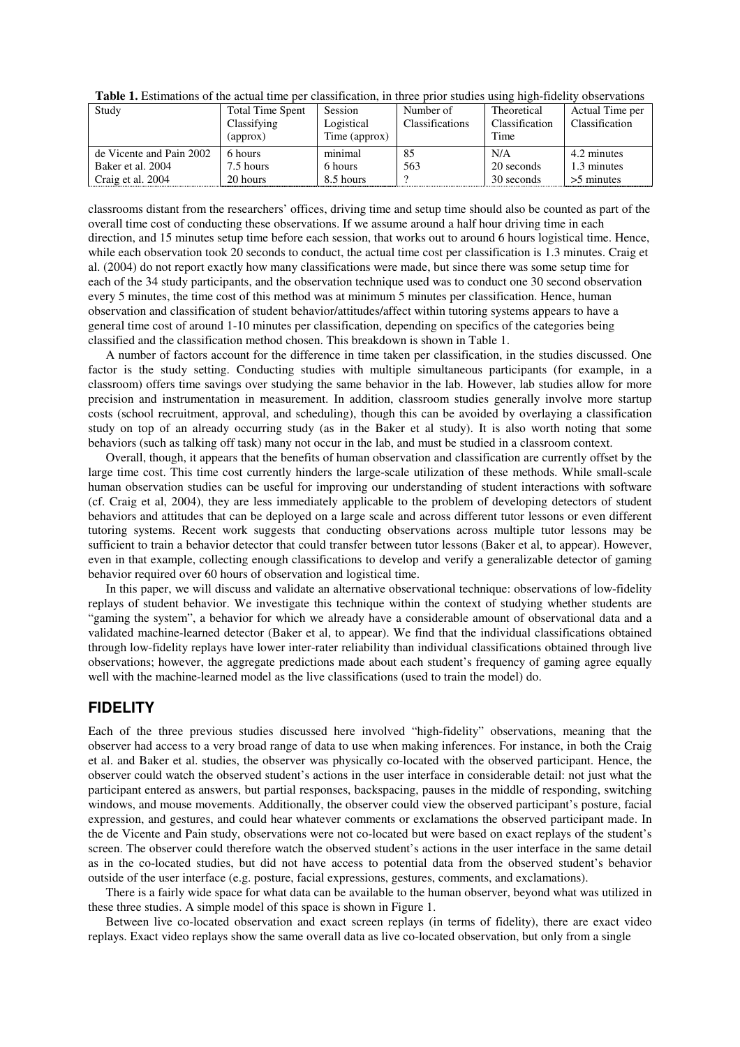**Table 1.** Estimations of the actual time per classification, in three prior studies using high-fidelity observations

| Study | Total Time Spent Classifying (approx) | Session Logistical Time (approx) | Number of Classifications | Theoretical Classification Time | Actual Time per Classification |
|---|---|---|---|---|---|
| de Vicente and Pain 2002 | 6 hours | minimal | 85 | N/A | 4.2 minutes |
| Baker et al. 2004 | 7.5 hours | 6 hours | 563 | 20 seconds | 1.3 minutes |
| Craig et al. 2004 | 20 hours | 8.5 hours | ? | 30 seconds | >5 minutes |

classrooms distant from the researchers' offices, driving time and setup time should also be counted as part of the overall time cost of conducting these observations. If we assume around a half hour driving time in each direction, and 15 minutes setup time before each session, that works out to around 6 hours logistical time. Hence, while each observation took 20 seconds to conduct, the actual time cost per classification is 1.3 minutes. Craig et al. (2004) do not report exactly how many classifications were made, but since there was some setup time for each of the 34 study participants, and the observation technique used was to conduct one 30 second observation every 5 minutes, the time cost of this method was at minimum 5 minutes per classification. Hence, human observation and classification of student behavior/attitudes/affect within tutoring systems appears to have a general time cost of around 1-10 minutes per classification, depending on specifics of the categories being classified and the classification method chosen. This breakdown is shown in Table 1.

A number of factors account for the difference in time taken per classification, in the studies discussed. One factor is the study setting. Conducting studies with multiple simultaneous participants (for example, in a classroom) offers time savings over studying the same behavior in the lab. However, lab studies allow for more precision and instrumentation in measurement. In addition, classroom studies generally involve more startup costs (school recruitment, approval, and scheduling), though this can be avoided by overlaying a classification study on top of an already occurring study (as in the Baker et al study). It is also worth noting that some behaviors (such as talking off task) many not occur in the lab, and must be studied in a classroom context.

Overall, though, it appears that the benefits of human observation and classification are currently offset by the large time cost. This time cost currently hinders the large-scale utilization of these methods. While small-scale human observation studies can be useful for improving our understanding of student interactions with software (cf. Craig et al, 2004), they are less immediately applicable to the problem of developing detectors of student behaviors and attitudes that can be deployed on a large scale and across different tutor lessons or even different tutoring systems. Recent work suggests that conducting observations across multiple tutor lessons may be sufficient to train a behavior detector that could transfer between tutor lessons (Baker et al, to appear). However, even in that example, collecting enough classifications to develop and verify a generalizable detector of gaming behavior required over 60 hours of observation and logistical time.

In this paper, we will discuss and validate an alternative observational technique: observations of low-fidelity replays of student behavior. We investigate this technique within the context of studying whether students are "gaming the system", a behavior for which we already have a considerable amount of observational data and a validated machine-learned detector (Baker et al, to appear). We find that the individual classifications obtained through low-fidelity replays have lower inter-rater reliability than individual classifications obtained through live observations; however, the aggregate predictions made about each student's frequency of gaming agree equally well with the machine-learned model as the live classifications (used to train the model) do.

## FIDELITY

Each of the three previous studies discussed here involved "high-fidelity" observations, meaning that the observer had access to a very broad range of data to use when making inferences. For instance, in both the Craig et al. and Baker et al. studies, the observer was physically co-located with the observed participant. Hence, the observer could watch the observed student's actions in the user interface in considerable detail: not just what the participant entered as answers, but partial responses, backspacing, pauses in the middle of responding, switching windows, and mouse movements. Additionally, the observer could view the observed participant's posture, facial expression, and gestures, and could hear whatever comments or exclamations the observed participant made. In the de Vicente and Pain study, observations were not co-located but were based on exact replays of the student's screen. The observer could therefore watch the observed student's actions in the user interface in the same detail as in the co-located studies, but did not have access to potential data from the observed student's behavior outside of the user interface (e.g. posture, facial expressions, gestures, comments, and exclamations).

There is a fairly wide space for what data can be available to the human observer, beyond what was utilized in these three studies. A simple model of this space is shown in Figure 1.

Between live co-located observation and exact screen replays (in terms of fidelity), there are exact video replays. Exact video replays show the same overall data as live co-located observation, but only from a single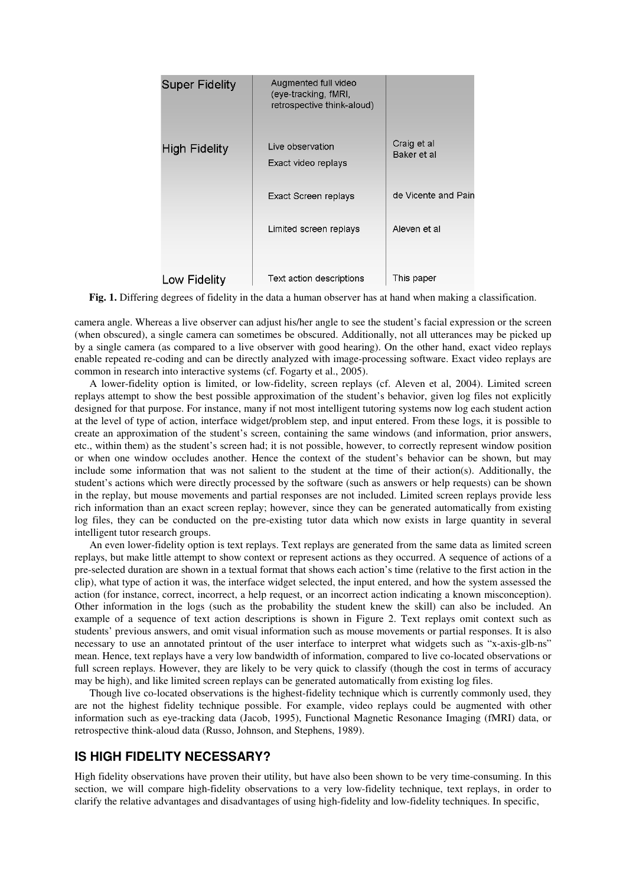| | | |
|---|---|---|
| Super Fidelity | Augmented full video (eye-tracking, fMRI, retrospective think-aloud) | |
| High Fidelity | Live observation<br>Exact video replays | Craig et al<br>Baker et al |
| | Exact Screen replays | de Vicente and Pain |
| | Limited screen replays | Aleven et al |
| Low Fidelity | Text action descriptions | This paper |

**Fig. 1.** Differing degrees of fidelity in the data a human observer has at hand when making a classification.

camera angle. Whereas a live observer can adjust his/her angle to see the student's facial expression or the screen (when obscured), a single camera can sometimes be obscured. Additionally, not all utterances may be picked up by a single camera (as compared to a live observer with good hearing). On the other hand, exact video replays enable repeated re-coding and can be directly analyzed with image-processing software. Exact video replays are common in research into interactive systems (cf. Fogarty et al., 2005).

A lower-fidelity option is limited, or low-fidelity, screen replays (cf. Aleven et al, 2004). Limited screen replays attempt to show the best possible approximation of the student's behavior, given log files not explicitly designed for that purpose. For instance, many if not most intelligent tutoring systems now log each student action at the level of type of action, interface widget/problem step, and input entered. From these logs, it is possible to create an approximation of the student's screen, containing the same windows (and information, prior answers, etc., within them) as the student's screen had; it is not possible, however, to correctly represent window position or when one window occludes another. Hence the context of the student's behavior can be shown, but may include some information that was not salient to the student at the time of their action(s). Additionally, the student's actions which were directly processed by the software (such as answers or help requests) can be shown in the replay, but mouse movements and partial responses are not included. Limited screen replays provide less rich information than an exact screen replay; however, since they can be generated automatically from existing log files, they can be conducted on the pre-existing tutor data which now exists in large quantity in several intelligent tutor research groups.

An even lower-fidelity option is text replays. Text replays are generated from the same data as limited screen replays, but make little attempt to show context or represent actions as they occurred. A sequence of actions of a pre-selected duration are shown in a textual format that shows each action's time (relative to the first action in the clip), what type of action it was, the interface widget selected, the input entered, and how the system assessed the action (for instance, correct, incorrect, a help request, or an incorrect action indicating a known misconception). Other information in the logs (such as the probability the student knew the skill) can also be included. An example of a sequence of text action descriptions is shown in Figure 2. Text replays omit context such as students' previous answers, and omit visual information such as mouse movements or partial responses. It is also necessary to use an annotated printout of the user interface to interpret what widgets such as "x-axis-glb-ns" mean. Hence, text replays have a very low bandwidth of information, compared to live co-located observations or full screen replays. However, they are likely to be very quick to classify (though the cost in terms of accuracy may be high), and like limited screen replays can be generated automatically from existing log files.

Though live co-located observations is the highest-fidelity technique which is currently commonly used, they are not the highest fidelity technique possible. For example, video replays could be augmented with other information such as eye-tracking data (Jacob, 1995), Functional Magnetic Resonance Imaging (fMRI) data, or retrospective think-aloud data (Russo, Johnson, and Stephens, 1989).

## IS HIGH FIDELITY NECESSARY?

High fidelity observations have proven their utility, but have also been shown to be very time-consuming. In this section, we will compare high-fidelity observations to a very low-fidelity technique, text replays, in order to clarify the relative advantages and disadvantages of using high-fidelity and low-fidelity techniques. In specific,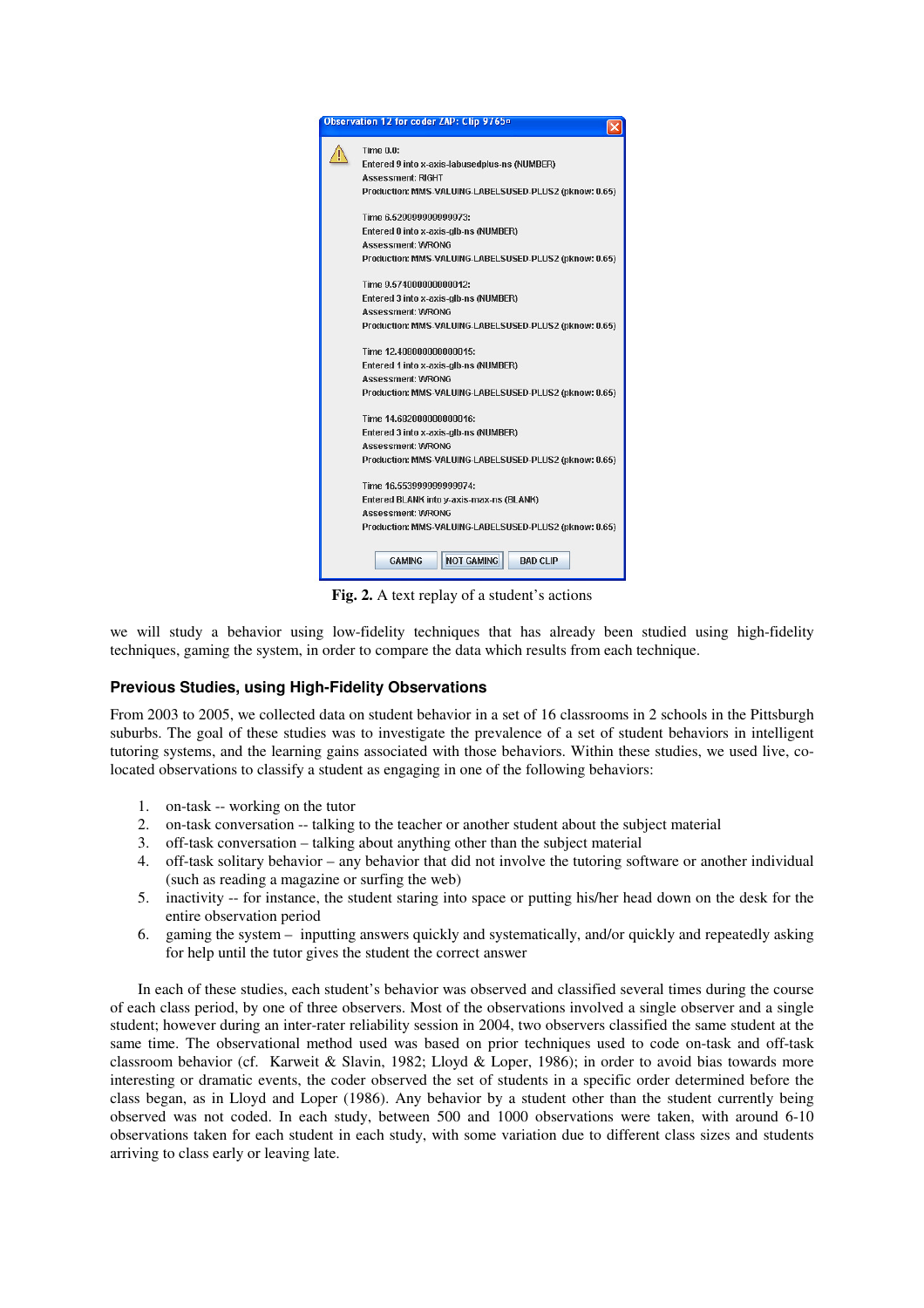```
Observation 12 for coder ZAP: Clip 9765

Time 0.0:
Entered 9 into x-axis-labusedplus-ns (NUMBER)
Assessment: RIGHT
Production: MMS-VALUING-LABELSUSED-PLUS2 (pknow: 0.65)

Time 6.529999999999973:
Entered 0 into x-axis-glb-ns (NUMBER)
Assessment: WRONG
Production: MMS-VALUING-LABELSUSED-PLUS2 (pknow: 0.65)

Time 9.574000000000012:
Entered 3 into x-axis-glb-ns (NUMBER)
Assessment: WRONG
Production: MMS-VALUING-LABELSUSED-PLUS2 (pknow: 0.65)

Time 12.408000000000015:
Entered 1 into x-axis-glb-ns (NUMBER)
Assessment: WRONG
Production: MMS-VALUING-LABELSUSED-PLUS2 (pknow: 0.65)

Time 14.692000000000016:
Entered 3 into x-axis-glb-ns (NUMBER)
Assessment: WRONG
Production: MMS-VALUING-LABELSUSED-PLUS2 (pknow: 0.65)

Time 16.553999999999974:
Entered BLANK into y-axis-max-ns (BLANK)
Assessment: WRONG
Production: MMS-VALUING-LABELSUSED-PLUS2 (pknow: 0.65)

[GAMING] [NOT GAMING] [BAD CLIP]
```

**Fig. 2.** A text replay of a student's actions

we will study a behavior using low-fidelity techniques that has already been studied using high-fidelity techniques, gaming the system, in order to compare the data which results from each technique.

### Previous Studies, using High-Fidelity Observations

From 2003 to 2005, we collected data on student behavior in a set of 16 classrooms in 2 schools in the Pittsburgh suburbs. The goal of these studies was to investigate the prevalence of a set of student behaviors in intelligent tutoring systems, and the learning gains associated with those behaviors. Within these studies, we used live, co-located observations to classify a student as engaging in one of the following behaviors:

1. on-task -- working on the tutor
2. on-task conversation -- talking to the teacher or another student about the subject material
3. off-task conversation – talking about anything other than the subject material
4. off-task solitary behavior – any behavior that did not involve the tutoring software or another individual (such as reading a magazine or surfing the web)
5. inactivity -- for instance, the student staring into space or putting his/her head down on the desk for the entire observation period
6. gaming the system – inputting answers quickly and systematically, and/or quickly and repeatedly asking for help until the tutor gives the student the correct answer

In each of these studies, each student's behavior was observed and classified several times during the course of each class period, by one of three observers. Most of the observations involved a single observer and a single student; however during an inter-rater reliability session in 2004, two observers classified the same student at the same time. The observational method used was based on prior techniques used to code on-task and off-task classroom behavior (cf. Karweit & Slavin, 1982; Lloyd & Loper, 1986); in order to avoid bias towards more interesting or dramatic events, the coder observed the set of students in a specific order determined before the class began, as in Lloyd and Loper (1986). Any behavior by a student other than the student currently being observed was not coded. In each study, between 500 and 1000 observations were taken, with around 6-10 observations taken for each student in each study, with some variation due to different class sizes and students arriving to class early or leaving late.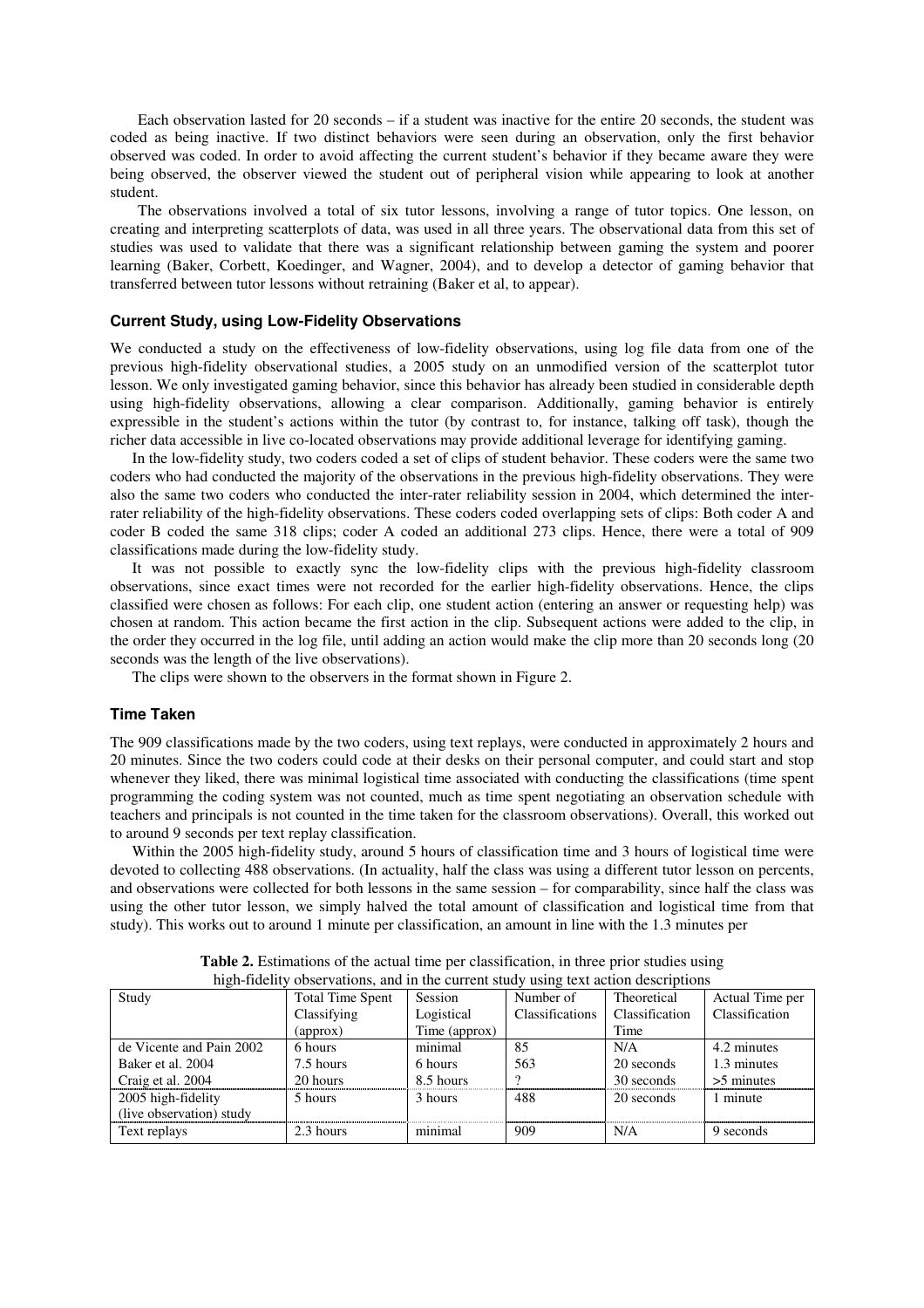Each observation lasted for 20 seconds – if a student was inactive for the entire 20 seconds, the student was coded as being inactive. If two distinct behaviors were seen during an observation, only the first behavior observed was coded. In order to avoid affecting the current student's behavior if they became aware they were being observed, the observer viewed the student out of peripheral vision while appearing to look at another student.

The observations involved a total of six tutor lessons, involving a range of tutor topics. One lesson, on creating and interpreting scatterplots of data, was used in all three years. The observational data from this set of studies was used to validate that there was a significant relationship between gaming the system and poorer learning (Baker, Corbett, Koedinger, and Wagner, 2004), and to develop a detector of gaming behavior that transferred between tutor lessons without retraining (Baker et al, to appear).

### Current Study, using Low-Fidelity Observations

We conducted a study on the effectiveness of low-fidelity observations, using log file data from one of the previous high-fidelity observational studies, a 2005 study on an unmodified version of the scatterplot tutor lesson. We only investigated gaming behavior, since this behavior has already been studied in considerable depth using high-fidelity observations, allowing a clear comparison. Additionally, gaming behavior is entirely expressible in the student's actions within the tutor (by contrast to, for instance, talking off task), though the richer data accessible in live co-located observations may provide additional leverage for identifying gaming.

In the low-fidelity study, two coders coded a set of clips of student behavior. These coders were the same two coders who had conducted the majority of the observations in the previous high-fidelity observations. They were also the same two coders who conducted the inter-rater reliability session in 2004, which determined the inter-rater reliability of the high-fidelity observations. These coders coded overlapping sets of clips: Both coder A and coder B coded the same 318 clips; coder A coded an additional 273 clips. Hence, there were a total of 909 classifications made during the low-fidelity study.

It was not possible to exactly sync the low-fidelity clips with the previous high-fidelity classroom observations, since exact times were not recorded for the earlier high-fidelity observations. Hence, the clips classified were chosen as follows: For each clip, one student action (entering an answer or requesting help) was chosen at random. This action became the first action in the clip. Subsequent actions were added to the clip, in the order they occurred in the log file, until adding an action would make the clip more than 20 seconds long (20 seconds was the length of the live observations).

The clips were shown to the observers in the format shown in Figure 2.

### Time Taken

The 909 classifications made by the two coders, using text replays, were conducted in approximately 2 hours and 20 minutes. Since the two coders could code at their desks on their personal computer, and could start and stop whenever they liked, there was minimal logistical time associated with conducting the classifications (time spent programming the coding system was not counted, much as time spent negotiating an observation schedule with teachers and principals is not counted in the time taken for the classroom observations). Overall, this worked out to around 9 seconds per text replay classification.

Within the 2005 high-fidelity study, around 5 hours of classification time and 3 hours of logistical time were devoted to collecting 488 observations. (In actuality, half the class was using a different tutor lesson on percents, and observations were collected for both lessons in the same session – for comparability, since half the class was using the other tutor lesson, we simply halved the total amount of classification and logistical time from that study). This works out to around 1 minute per classification, an amount in line with the 1.3 minutes per

**Table 2.** Estimations of the actual time per classification, in three prior studies using high-fidelity observations, and in the current study using text action descriptions

| Study | Total Time Spent Classifying (approx) | Session Logistical Time (approx) | Number of Classifications | Theoretical Classification Time | Actual Time per Classification |
|---|---|---|---|---|---|
| de Vicente and Pain 2002 | 6 hours | minimal | 85 | N/A | 4.2 minutes |
| Baker et al. 2004 | 7.5 hours | 6 hours | 563 | 20 seconds | 1.3 minutes |
| Craig et al. 2004 | 20 hours | 8.5 hours | ? | 30 seconds | >5 minutes |
| 2005 high-fidelity (live observation) study | 5 hours | 3 hours | 488 | 20 seconds | 1 minute |
| Text replays | 2.3 hours | minimal | 909 | N/A | 9 seconds |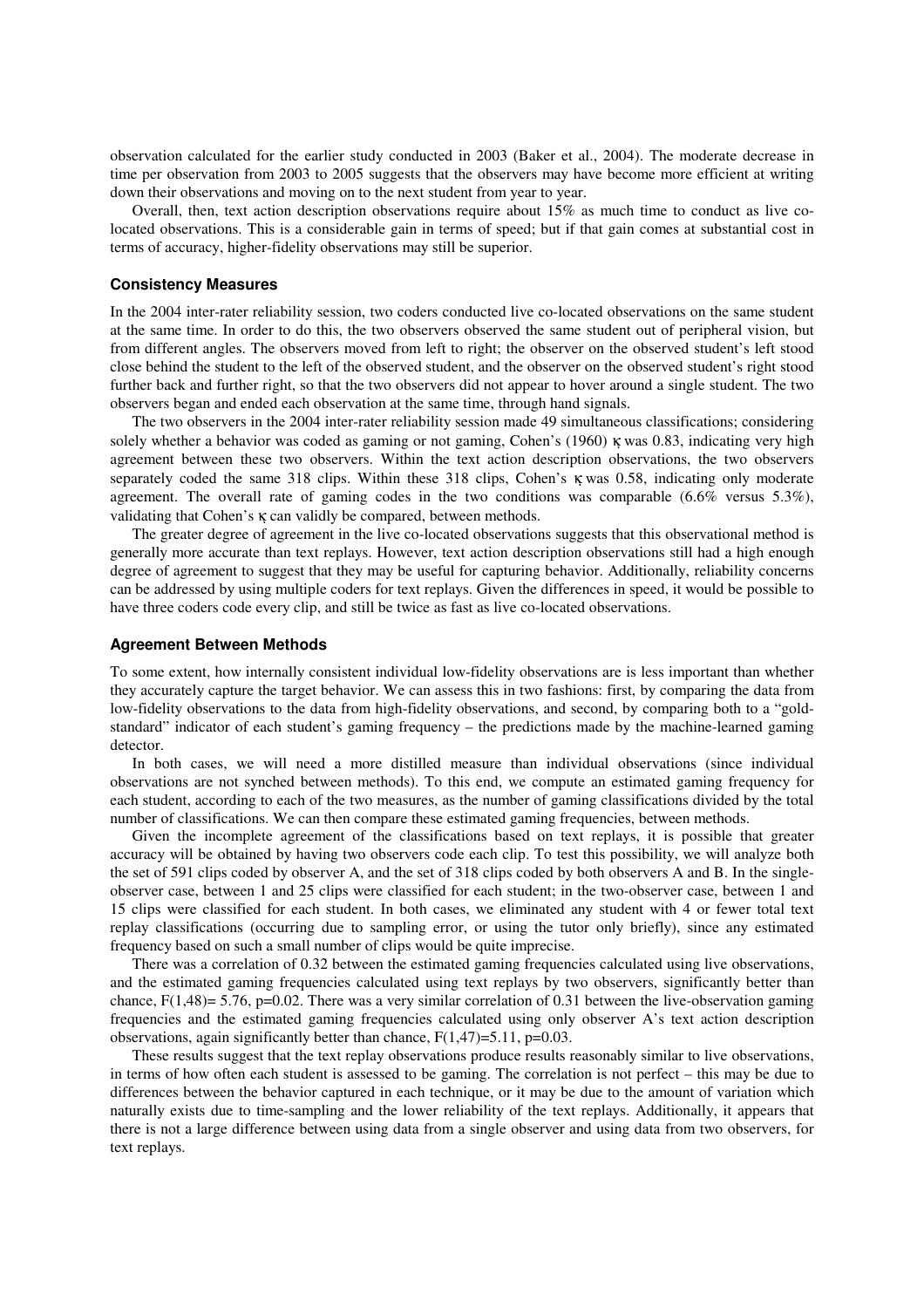observation calculated for the earlier study conducted in 2003 (Baker et al., 2004). The moderate decrease in time per observation from 2003 to 2005 suggests that the observers may have become more efficient at writing down their observations and moving on to the next student from year to year.

Overall, then, text action description observations require about 15% as much time to conduct as live co-located observations. This is a considerable gain in terms of speed; but if that gain comes at substantial cost in terms of accuracy, higher-fidelity observations may still be superior.

### Consistency Measures

In the 2004 inter-rater reliability session, two coders conducted live co-located observations on the same student at the same time. In order to do this, the two observers observed the same student out of peripheral vision, but from different angles. The observers moved from left to right; the observer on the observed student's left stood close behind the student to the left of the observed student, and the observer on the observed student's right stood further back and further right, so that the two observers did not appear to hover around a single student. The two observers began and ended each observation at the same time, through hand signals.

The two observers in the 2004 inter-rater reliability session made 49 simultaneous classifications; considering solely whether a behavior was coded as gaming or not gaming, Cohen's (1960) $\kappa$ was 0.83, indicating very high agreement between these two observers. Within the text action description observations, the two observers separately coded the same 318 clips. Within these 318 clips, Cohen's $\kappa$ was 0.58, indicating only moderate agreement. The overall rate of gaming codes in the two conditions was comparable (6.6% versus 5.3%), validating that Cohen's $\kappa$ can validly be compared, between methods.

The greater degree of agreement in the live co-located observations suggests that this observational method is generally more accurate than text replays. However, text action description observations still had a high enough degree of agreement to suggest that they may be useful for capturing behavior. Additionally, reliability concerns can be addressed by using multiple coders for text replays. Given the differences in speed, it would be possible to have three coders code every clip, and still be twice as fast as live co-located observations.

### Agreement Between Methods

To some extent, how internally consistent individual low-fidelity observations are is less important than whether they accurately capture the target behavior. We can assess this in two fashions: first, by comparing the data from low-fidelity observations to the data from high-fidelity observations, and second, by comparing both to a "gold-standard" indicator of each student's gaming frequency – the predictions made by the machine-learned gaming detector.

In both cases, we will need a more distilled measure than individual observations (since individual observations are not synched between methods). To this end, we compute an estimated gaming frequency for each student, according to each of the two measures, as the number of gaming classifications divided by the total number of classifications. We can then compare these estimated gaming frequencies, between methods.

Given the incomplete agreement of the classifications based on text replays, it is possible that greater accuracy will be obtained by having two observers code each clip. To test this possibility, we will analyze both the set of 591 clips coded by observer A, and the set of 318 clips coded by both observers A and B. In the single-observer case, between 1 and 25 clips were classified for each student; in the two-observer case, between 1 and 15 clips were classified for each student. In both cases, we eliminated any student with 4 or fewer total text replay classifications (occurring due to sampling error, or using the tutor only briefly), since any estimated frequency based on such a small number of clips would be quite imprecise.

There was a correlation of 0.32 between the estimated gaming frequencies calculated using live observations, and the estimated gaming frequencies calculated using text replays by two observers, significantly better than chance, $F(1,48)= 5.76$, $p=0.02$. There was a very similar correlation of 0.31 between the live-observation gaming frequencies and the estimated gaming frequencies calculated using only observer A's text action description observations, again significantly better than chance, $F(1,47)=5.11$, $p=0.03$.

These results suggest that the text replay observations produce results reasonably similar to live observations, in terms of how often each student is assessed to be gaming. The correlation is not perfect – this may be due to differences between the behavior captured in each technique, or it may be due to the amount of variation which naturally exists due to time-sampling and the lower reliability of the text replays. Additionally, it appears that there is not a large difference between using data from a single observer and using data from two observers, for text replays.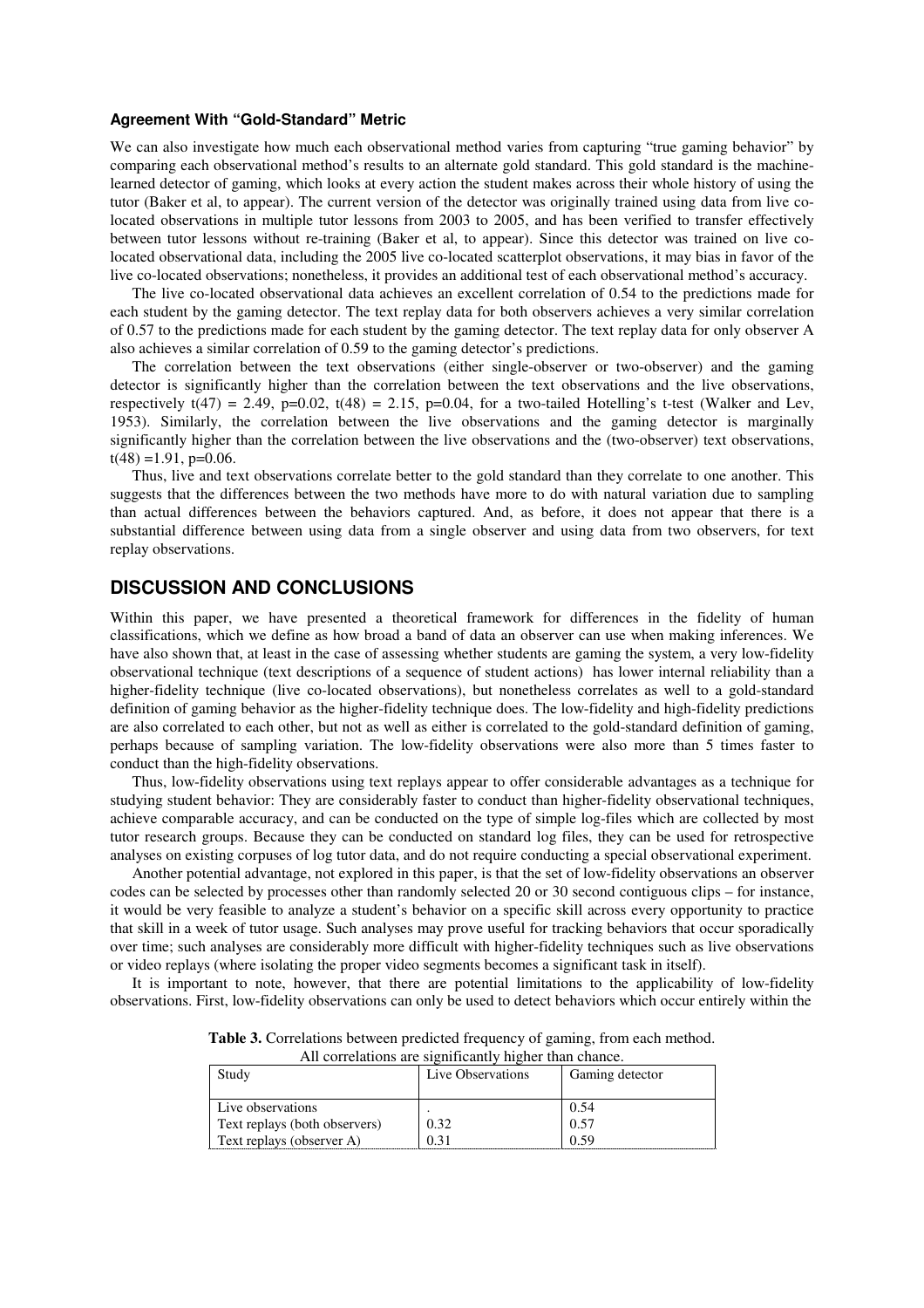### Agreement With "Gold-Standard" Metric

We can also investigate how much each observational method varies from capturing "true gaming behavior" by comparing each observational method's results to an alternate gold standard. This gold standard is the machine-learned detector of gaming, which looks at every action the student makes across their whole history of using the tutor (Baker et al, to appear). The current version of the detector was originally trained using data from live co-located observations in multiple tutor lessons from 2003 to 2005, and has been verified to transfer effectively between tutor lessons without re-training (Baker et al, to appear). Since this detector was trained on live co-located observational data, including the 2005 live co-located scatterplot observations, it may bias in favor of the live co-located observations; nonetheless, it provides an additional test of each observational method's accuracy.

The live co-located observational data achieves an excellent correlation of 0.54 to the predictions made for each student by the gaming detector. The text replay data for both observers achieves a very similar correlation of 0.57 to the predictions made for each student by the gaming detector. The text replay data for only observer A also achieves a similar correlation of 0.59 to the gaming detector's predictions.

The correlation between the text observations (either single-observer or two-observer) and the gaming detector is significantly higher than the correlation between the text observations and the live observations, respectively $t(47) = 2.49$, $p=0.02$, $t(48) = 2.15$, $p=0.04$, for a two-tailed Hotelling's t-test (Walker and Lev, 1953). Similarly, the correlation between the live observations and the gaming detector is marginally significantly higher than the correlation between the live observations and the (two-observer) text observations, $t(48) =1.91$, $p=0.06$.

Thus, live and text observations correlate better to the gold standard than they correlate to one another. This suggests that the differences between the two methods have more to do with natural variation due to sampling than actual differences between the behaviors captured. And, as before, it does not appear that there is a substantial difference between using data from a single observer and using data from two observers, for text replay observations.

## DISCUSSION AND CONCLUSIONS

Within this paper, we have presented a theoretical framework for differences in the fidelity of human classifications, which we define as how broad a band of data an observer can use when making inferences. We have also shown that, at least in the case of assessing whether students are gaming the system, a very low-fidelity observational technique (text descriptions of a sequence of student actions) has lower internal reliability than a higher-fidelity technique (live co-located observations), but nonetheless correlates as well to a gold-standard definition of gaming behavior as the higher-fidelity technique does. The low-fidelity and high-fidelity predictions are also correlated to each other, but not as well as either is correlated to the gold-standard definition of gaming, perhaps because of sampling variation. The low-fidelity observations were also more than 5 times faster to conduct than the high-fidelity observations.

Thus, low-fidelity observations using text replays appear to offer considerable advantages as a technique for studying student behavior: They are considerably faster to conduct than higher-fidelity observational techniques, achieve comparable accuracy, and can be conducted on the type of simple log-files which are collected by most tutor research groups. Because they can be conducted on standard log files, they can be used for retrospective analyses on existing corpuses of log tutor data, and do not require conducting a special observational experiment.

Another potential advantage, not explored in this paper, is that the set of low-fidelity observations an observer codes can be selected by processes other than randomly selected 20 or 30 second contiguous clips – for instance, it would be very feasible to analyze a student's behavior on a specific skill across every opportunity to practice that skill in a week of tutor usage. Such analyses may prove useful for tracking behaviors that occur sporadically over time; such analyses are considerably more difficult with higher-fidelity techniques such as live observations or video replays (where isolating the proper video segments becomes a significant task in itself).

It is important to note, however, that there are potential limitations to the applicability of low-fidelity observations. First, low-fidelity observations can only be used to detect behaviors which occur entirely within the

**Table 3.** Correlations between predicted frequency of gaming, from each method. All correlations are significantly higher than chance.

| Study | Live Observations | Gaming detector |
|---|---|---|
| Live observations | . | 0.54 |
| Text replays (both observers) | 0.32 | 0.57 |
| Text replays (observer A) | 0.31 | 0.59 |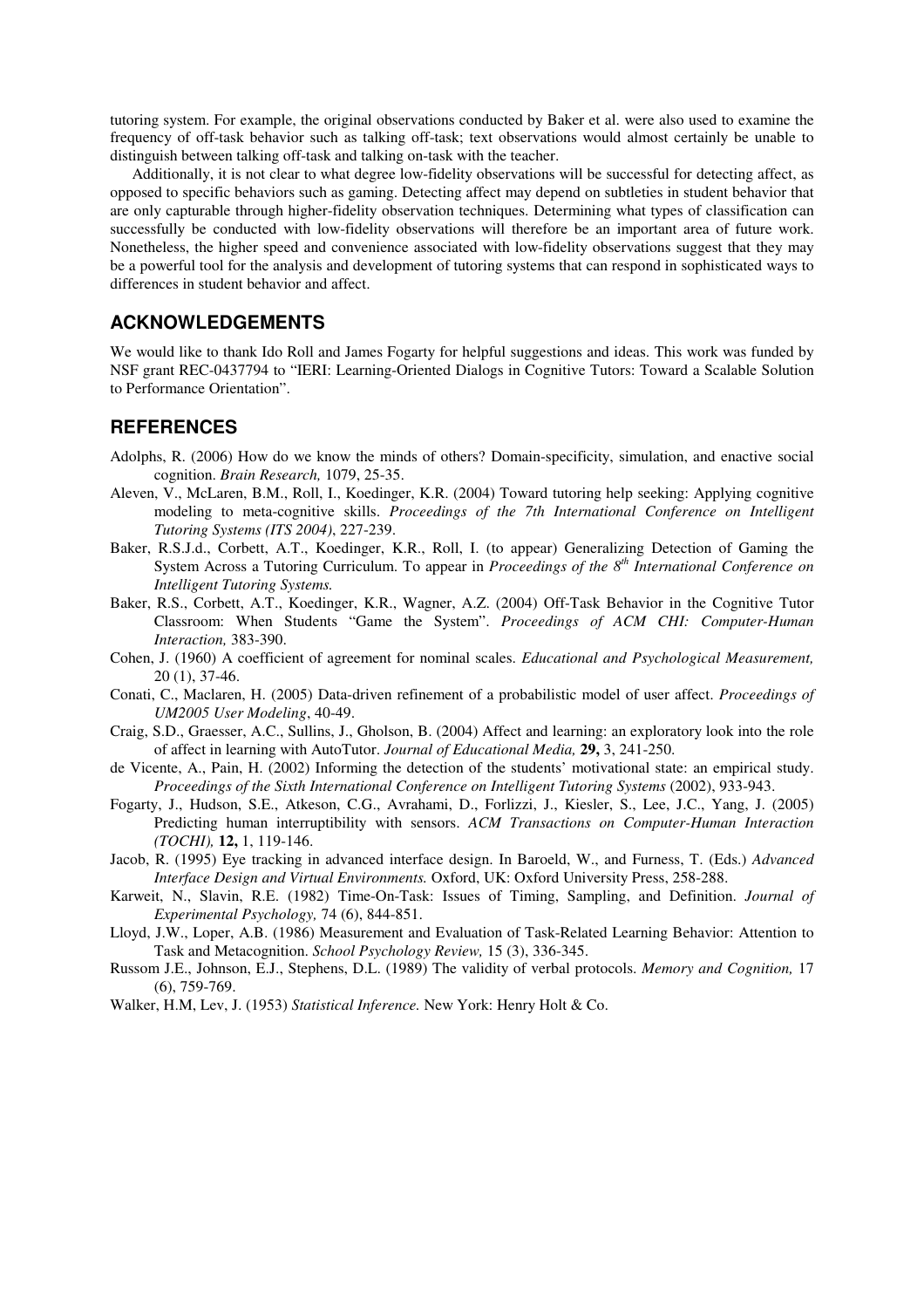tutoring system. For example, the original observations conducted by Baker et al. were also used to examine the frequency of off-task behavior such as talking off-task; text observations would almost certainly be unable to distinguish between talking off-task and talking on-task with the teacher.

Additionally, it is not clear to what degree low-fidelity observations will be successful for detecting affect, as opposed to specific behaviors such as gaming. Detecting affect may depend on subtleties in student behavior that are only capturable through higher-fidelity observation techniques. Determining what types of classification can successfully be conducted with low-fidelity observations will therefore be an important area of future work. Nonetheless, the higher speed and convenience associated with low-fidelity observations suggest that they may be a powerful tool for the analysis and development of tutoring systems that can respond in sophisticated ways to differences in student behavior and affect.

## ACKNOWLEDGEMENTS

We would like to thank Ido Roll and James Fogarty for helpful suggestions and ideas. This work was funded by NSF grant REC-0437794 to "IERI: Learning-Oriented Dialogs in Cognitive Tutors: Toward a Scalable Solution to Performance Orientation".

## REFERENCES

Adolphs, R. (2006) How do we know the minds of others? Domain-specificity, simulation, and enactive social cognition. *Brain Research,* 1079, 25-35.

Aleven, V., McLaren, B.M., Roll, I., Koedinger, K.R. (2004) Toward tutoring help seeking: Applying cognitive modeling to meta-cognitive skills. *Proceedings of the 7th International Conference on Intelligent Tutoring Systems (ITS 2004)*, 227-239.

Baker, R.S.J.d., Corbett, A.T., Koedinger, K.R., Roll, I. (to appear) Generalizing Detection of Gaming the System Across a Tutoring Curriculum. To appear in *Proceedings of the 8th International Conference on Intelligent Tutoring Systems.*

Baker, R.S., Corbett, A.T., Koedinger, K.R., Wagner, A.Z. (2004) Off-Task Behavior in the Cognitive Tutor Classroom: When Students "Game the System". *Proceedings of ACM CHI: Computer-Human Interaction,* 383-390.

Cohen, J. (1960) A coefficient of agreement for nominal scales. *Educational and Psychological Measurement,* 20 (1), 37-46.

Conati, C., Maclaren, H. (2005) Data-driven refinement of a probabilistic model of user affect. *Proceedings of UM2005 User Modeling*, 40-49.

Craig, S.D., Graesser, A.C., Sullins, J., Gholson, B. (2004) Affect and learning: an exploratory look into the role of affect in learning with AutoTutor. *Journal of Educational Media,* **29,** 3, 241-250.

de Vicente, A., Pain, H. (2002) Informing the detection of the students' motivational state: an empirical study. *Proceedings of the Sixth International Conference on Intelligent Tutoring Systems* (2002), 933-943.

Fogarty, J., Hudson, S.E., Atkeson, C.G., Avrahami, D., Forlizzi, J., Kiesler, S., Lee, J.C., Yang, J. (2005) Predicting human interruptibility with sensors. *ACM Transactions on Computer-Human Interaction (TOCHI),* **12,** 1, 119-146.

Jacob, R. (1995) Eye tracking in advanced interface design. In Baroeld, W., and Furness, T. (Eds.) *Advanced Interface Design and Virtual Environments.* Oxford, UK: Oxford University Press, 258-288.

Karweit, N., Slavin, R.E. (1982) Time-On-Task: Issues of Timing, Sampling, and Definition. *Journal of Experimental Psychology,* 74 (6), 844-851.

Lloyd, J.W., Loper, A.B. (1986) Measurement and Evaluation of Task-Related Learning Behavior: Attention to Task and Metacognition. *School Psychology Review,* 15 (3), 336-345.

Russom J.E., Johnson, E.J., Stephens, D.L. (1989) The validity of verbal protocols. *Memory and Cognition,* 17 (6), 759-769.

Walker, H.M, Lev, J. (1953) *Statistical Inference.* New York: Henry Holt & Co.